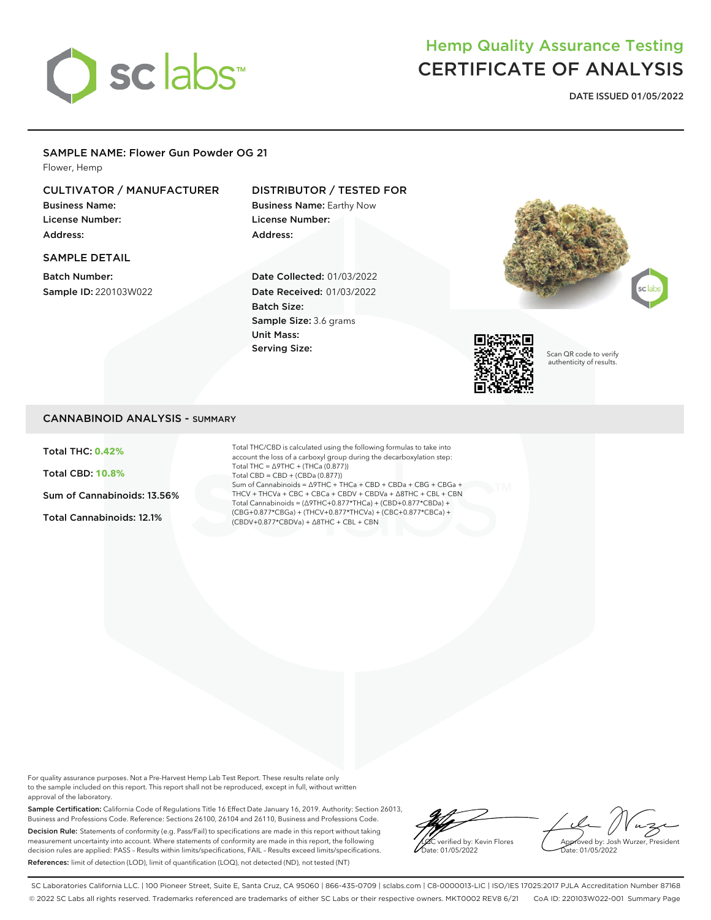# Hemp Quality Assurance Testing
# CERTIFICATE OF ANALYSIS

**DATE ISSUED 01/05/2022**

## SAMPLE NAME: Flower Gun Powder OG 21

Flower, Hemp

### CULTIVATOR / MANUFACTURER

**Business Name:**
**License Number:**
**Address:**

### DISTRIBUTOR / TESTED FOR

**Business Name:** Earthy Now
**License Number:**
**Address:**

### SAMPLE DETAIL

**Batch Number:**
**Sample ID:** 220103W022

**Date Collected:** 01/03/2022
**Date Received:** 01/03/2022
**Batch Size:**
**Sample Size:** 3.6 grams
**Unit Mass:**
**Serving Size:**

Scan QR code to verify authenticity of results.

## CANNABINOID ANALYSIS - SUMMARY

**Total THC: 0.42%**

**Total CBD: 10.8%**

**Sum of Cannabinoids: 13.56%**

**Total Cannabinoids: 12.1%**

Total THC/CBD is calculated using the following formulas to take into account the loss of a carboxyl group during the decarboxylation step:
Total THC = Δ9THC + (THCa (0.877))
Total CBD = CBD + (CBDa (0.877))
Sum of Cannabinoids = Δ9THC + THCa + CBD + CBDa + CBG + CBGa + THCV + THCVa + CBC + CBCa + CBDV + CBDVa + Δ8THC + CBL + CBN
Total Cannabinoids = (Δ9THC+0.877*THCa) + (CBD+0.877*CBDa) + (CBG+0.877*CBGa) + (THCV+0.877*THCVa) + (CBC+0.877*CBCa) + (CBDV+0.877*CBDVa) + Δ8THC + CBL + CBN

For quality assurance purposes. Not a Pre-Harvest Hemp Lab Test Report. These results relate only to the sample included on this report. This report shall not be reproduced, except in full, without written approval of the laboratory.

**Sample Certification:** California Code of Regulations Title 16 Effect Date January 16, 2019. Authority: Section 26013, Business and Professions Code. Reference: Sections 26100, 26104 and 26110, Business and Professions Code.

**Decision Rule:** Statements of conformity (e.g. Pass/Fail) to specifications are made in this report without taking measurement uncertainty into account. Where statements of conformity are made in this report, the following decision rules are applied: PASS – Results within limits/specifications, FAIL – Results exceed limits/specifications.

**References:** limit of detection (LOD), limit of quantification (LOQ), not detected (ND), not tested (NT)

LQC verified by: Kevin Flores
Date: 01/05/2022

Approved by: Josh Wurzer, President
Date: 01/05/2022

SC Laboratories California LLC. | 100 Pioneer Street, Suite E, Santa Cruz, CA 95060 | 866-435-0709 | sclabs.com | C8-0000013-LIC | ISO/IES 17025:2017 PJLA Accreditation Number 87168
© 2022 SC Labs all rights reserved. Trademarks referenced are trademarks of either SC Labs or their respective owners. MKT0002 REV8 6/21 CoA ID: 220103W022-001 Summary Page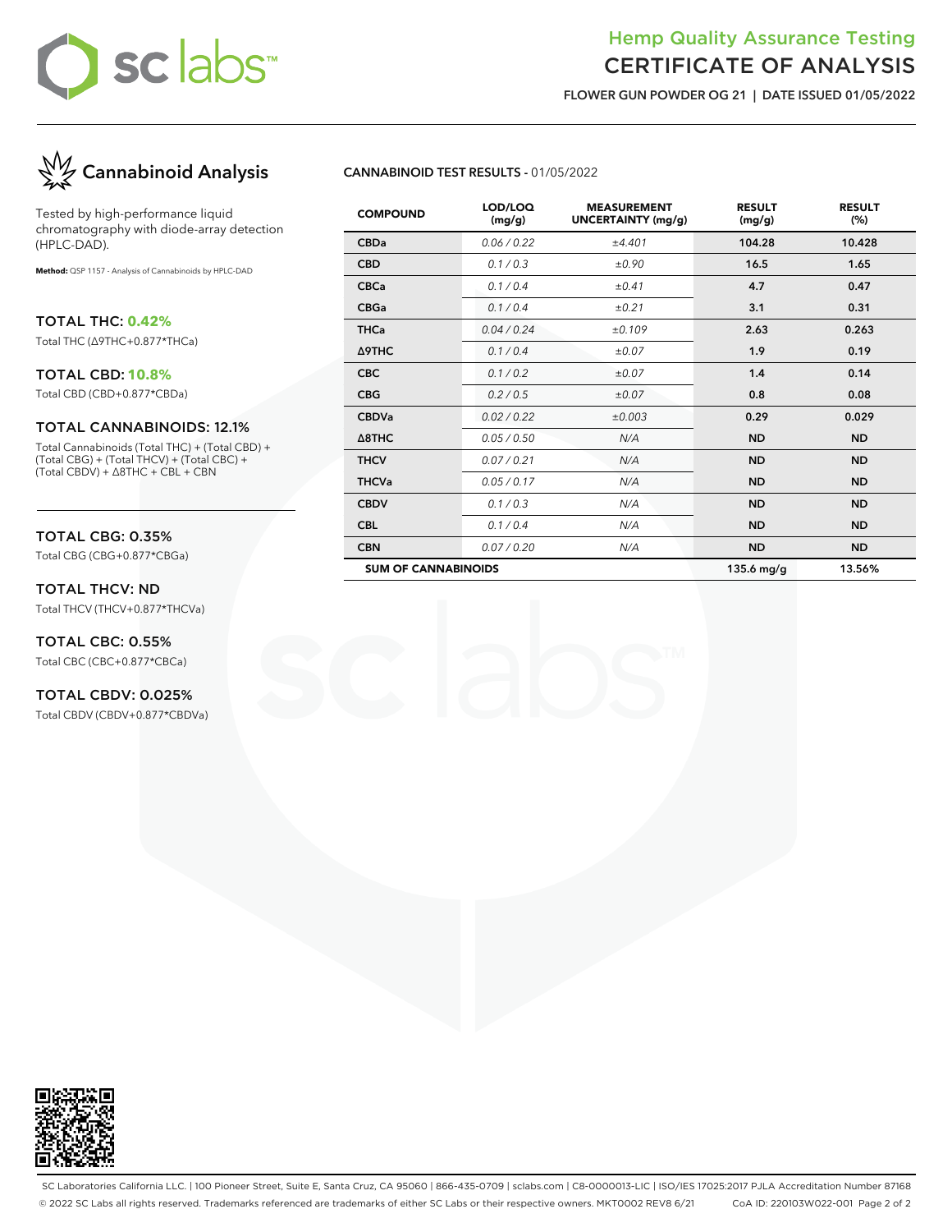# Hemp Quality Assurance Testing
# CERTIFICATE OF ANALYSIS

**FLOWER GUN POWDER OG 21 | DATE ISSUED 01/05/2022**

## Cannabinoid Analysis

Tested by high-performance liquid chromatography with diode-array detection (HPLC-DAD).

**Method:** QSP 1157 - Analysis of Cannabinoids by HPLC-DAD

### TOTAL THC: 0.42%

Total THC (Δ9THC+0.877*THCa)

### TOTAL CBD: 10.8%

Total CBD (CBD+0.877*CBDa)

### TOTAL CANNABINOIDS: 12.1%

Total Cannabinoids (Total THC) + (Total CBD) + (Total CBG) + (Total THCV) + (Total CBC) + (Total CBDV) + Δ8THC + CBL + CBN

### TOTAL CBG: 0.35%

Total CBG (CBG+0.877*CBGa)

### TOTAL THCV: ND

Total THCV (THCV+0.877*THCVa)

### TOTAL CBC: 0.55%

Total CBC (CBC+0.877*CBCa)

### TOTAL CBDV: 0.025%

Total CBDV (CBDV+0.877*CBDVa)

**CANNABINOID TEST RESULTS** - 01/05/2022

| COMPOUND | LOD/LOQ (mg/g) | MEASUREMENT UNCERTAINTY (mg/g) | RESULT (mg/g) | RESULT (%) |
|---|---|---|---|---|
| CBDa | *0.06 / 0.22* | *±4.401* | 104.28 | 10.428 |
| CBD | *0.1 / 0.3* | *±0.90* | 16.5 | 1.65 |
| CBCa | *0.1 / 0.4* | *±0.41* | 4.7 | 0.47 |
| CBGa | *0.1 / 0.4* | *±0.21* | 3.1 | 0.31 |
| THCa | *0.04 / 0.24* | *±0.109* | 2.63 | 0.263 |
| Δ9THC | *0.1 / 0.4* | *±0.07* | 1.9 | 0.19 |
| CBC | *0.1 / 0.2* | *±0.07* | 1.4 | 0.14 |
| CBG | *0.2 / 0.5* | *±0.07* | 0.8 | 0.08 |
| CBDVa | *0.02 / 0.22* | *±0.003* | 0.29 | 0.029 |
| Δ8THC | *0.05 / 0.50* | *N/A* | ND | ND |
| THCV | *0.07 / 0.21* | *N/A* | ND | ND |
| THCVa | *0.05 / 0.17* | *N/A* | ND | ND |
| CBDV | *0.1 / 0.3* | *N/A* | ND | ND |
| CBL | *0.1 / 0.4* | *N/A* | ND | ND |
| CBN | *0.07 / 0.20* | *N/A* | ND | ND |
| **SUM OF CANNABINOIDS** | | | 135.6 mg/g | 13.56% |

SC Laboratories California LLC. | 100 Pioneer Street, Suite E, Santa Cruz, CA 95060 | 866-435-0709 | sclabs.com | C8-0000013-LIC | ISO/IES 17025:2017 PJLA Accreditation Number 87168

© 2022 SC Labs all rights reserved. Trademarks referenced are trademarks of either SC Labs or their respective owners. MKT0002 REV8 6/21 CoA ID: 220103W022-001